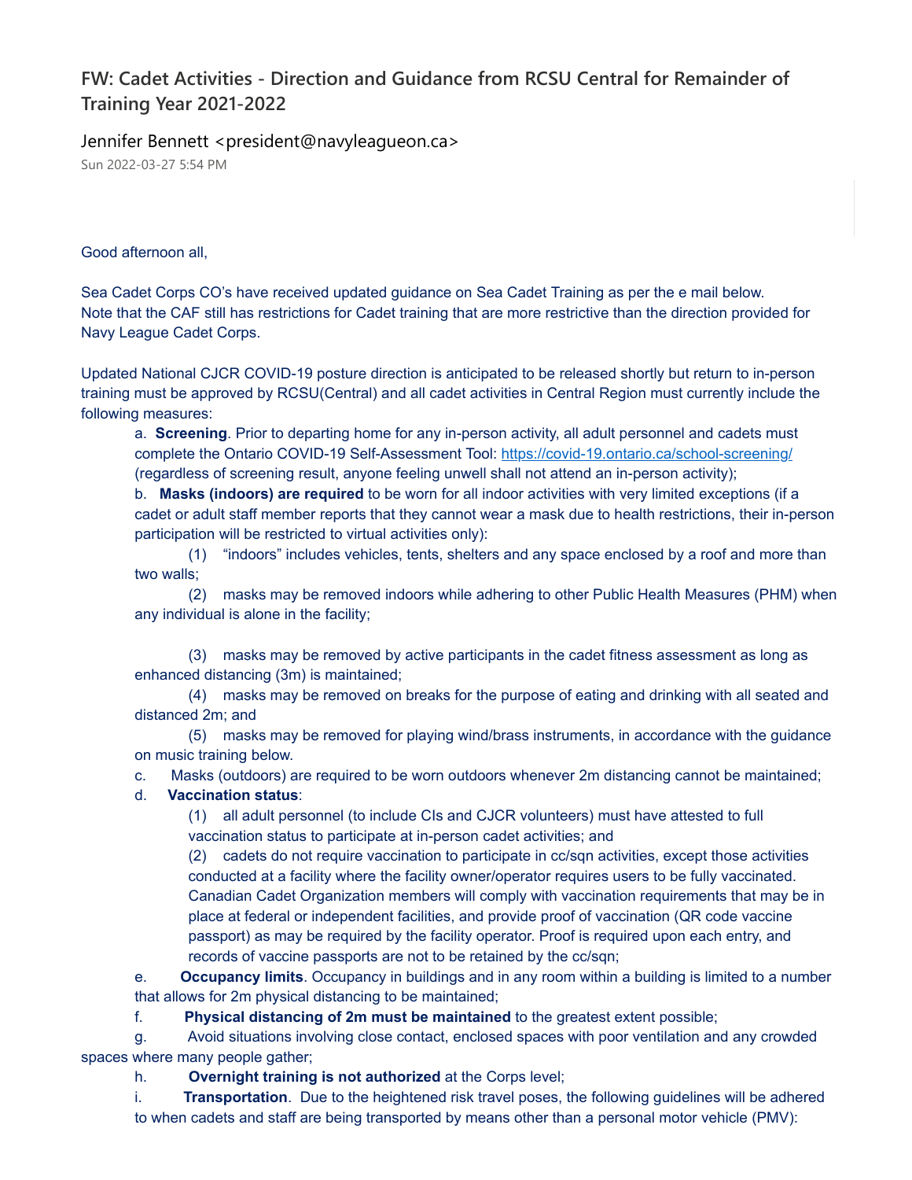# FW: Cadet Activities - Direction and Guidance from RCSU Central for Remainder of Training Year 2021-2022

Jennifer Bennett <president@navyleagueon.ca>

Sun 2022-03-27 5:54 PM

Good afternoon all,

Sea Cadet Corps CO's have received updated guidance on Sea Cadet Training as per the e mail below. Note that the CAF still has restrictions for Cadet training that are more restrictive than the direction provided for Navy League Cadet Corps.

Updated National CJCR COVID-19 posture direction is anticipated to be released shortly but return to in-person training must be approved by RCSU(Central) and all cadet activities in Central Region must currently include the following measures:

a. **Screening**. Prior to departing home for any in-person activity, all adult personnel and cadets must complete the Ontario COVID-19 Self-Assessment Tool: https://covid-19.ontario.ca/school-screening/ (regardless of screening result, anyone feeling unwell shall not attend an in-person activity);

b. **Masks (indoors) are required** to be worn for all indoor activities with very limited exceptions (if a cadet or adult staff member reports that they cannot wear a mask due to health restrictions, their in-person participation will be restricted to virtual activities only):

(1) "indoors" includes vehicles, tents, shelters and any space enclosed by a roof and more than two walls;

(2) masks may be removed indoors while adhering to other Public Health Measures (PHM) when any individual is alone in the facility;

(3) masks may be removed by active participants in the cadet fitness assessment as long as enhanced distancing (3m) is maintained;

(4) masks may be removed on breaks for the purpose of eating and drinking with all seated and distanced 2m; and

(5) masks may be removed for playing wind/brass instruments, in accordance with the guidance on music training below.

c. Masks (outdoors) are required to be worn outdoors whenever 2m distancing cannot be maintained;

d. **Vaccination status**:

(1) all adult personnel (to include CIs and CJCR volunteers) must have attested to full vaccination status to participate at in-person cadet activities; and

(2) cadets do not require vaccination to participate in cc/sqn activities, except those activities conducted at a facility where the facility owner/operator requires users to be fully vaccinated. Canadian Cadet Organization members will comply with vaccination requirements that may be in place at federal or independent facilities, and provide proof of vaccination (QR code vaccine passport) as may be required by the facility operator. Proof is required upon each entry, and records of vaccine passports are not to be retained by the cc/sqn;

e. **Occupancy limits**. Occupancy in buildings and in any room within a building is limited to a number that allows for 2m physical distancing to be maintained;

f. **Physical distancing of 2m must be maintained** to the greatest extent possible;

g. Avoid situations involving close contact, enclosed spaces with poor ventilation and any crowded spaces where many people gather;

h. **Overnight training is not authorized** at the Corps level;

i. **Transportation**. Due to the heightened risk travel poses, the following guidelines will be adhered to when cadets and staff are being transported by means other than a personal motor vehicle (PMV):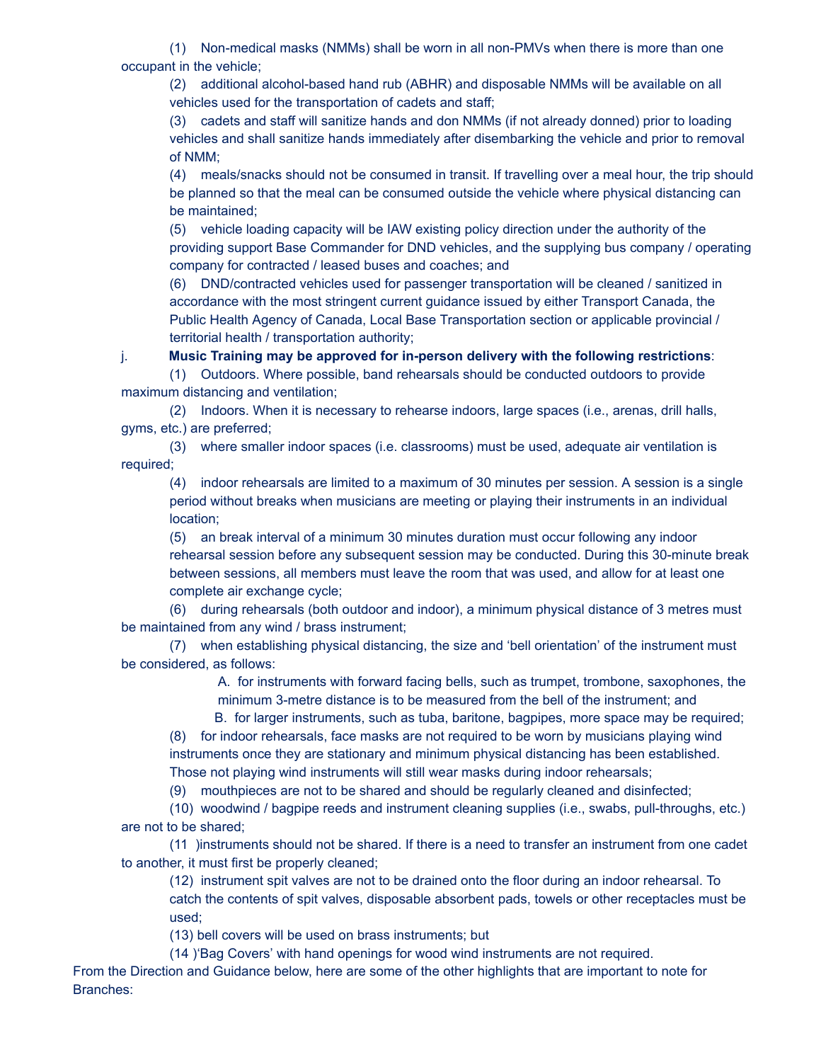(1) Non-medical masks (NMMs) shall be worn in all non-PMVs when there is more than one occupant in the vehicle;

(2) additional alcohol-based hand rub (ABHR) and disposable NMMs will be available on all vehicles used for the transportation of cadets and staff;

(3) cadets and staff will sanitize hands and don NMMs (if not already donned) prior to loading vehicles and shall sanitize hands immediately after disembarking the vehicle and prior to removal of NMM;

(4) meals/snacks should not be consumed in transit. If travelling over a meal hour, the trip should be planned so that the meal can be consumed outside the vehicle where physical distancing can be maintained;

(5) vehicle loading capacity will be IAW existing policy direction under the authority of the providing support Base Commander for DND vehicles, and the supplying bus company / operating company for contracted / leased buses and coaches; and

(6) DND/contracted vehicles used for passenger transportation will be cleaned / sanitized in accordance with the most stringent current guidance issued by either Transport Canada, the Public Health Agency of Canada, Local Base Transportation section or applicable provincial / territorial health / transportation authority;

j. **Music Training may be approved for in-person delivery with the following restrictions**:

(1) Outdoors. Where possible, band rehearsals should be conducted outdoors to provide maximum distancing and ventilation;

(2) Indoors. When it is necessary to rehearse indoors, large spaces (i.e., arenas, drill halls, gyms, etc.) are preferred;

(3) where smaller indoor spaces (i.e. classrooms) must be used, adequate air ventilation is required;

(4) indoor rehearsals are limited to a maximum of 30 minutes per session. A session is a single period without breaks when musicians are meeting or playing their instruments in an individual location;

(5) an break interval of a minimum 30 minutes duration must occur following any indoor rehearsal session before any subsequent session may be conducted. During this 30-minute break between sessions, all members must leave the room that was used, and allow for at least one complete air exchange cycle;

(6) during rehearsals (both outdoor and indoor), a minimum physical distance of 3 metres must be maintained from any wind / brass instrument;

(7) when establishing physical distancing, the size and 'bell orientation' of the instrument must be considered, as follows:

A. for instruments with forward facing bells, such as trumpet, trombone, saxophones, the minimum 3-metre distance is to be measured from the bell of the instrument; and

B. for larger instruments, such as tuba, baritone, bagpipes, more space may be required;

(8) for indoor rehearsals, face masks are not required to be worn by musicians playing wind instruments once they are stationary and minimum physical distancing has been established. Those not playing wind instruments will still wear masks during indoor rehearsals;

(9) mouthpieces are not to be shared and should be regularly cleaned and disinfected;

(10) woodwind / bagpipe reeds and instrument cleaning supplies (i.e., swabs, pull-throughs, etc.) are not to be shared;

(11 )instruments should not be shared. If there is a need to transfer an instrument from one cadet to another, it must first be properly cleaned;

(12) instrument spit valves are not to be drained onto the floor during an indoor rehearsal. To catch the contents of spit valves, disposable absorbent pads, towels or other receptacles must be used;

(13) bell covers will be used on brass instruments; but

(14 )'Bag Covers' with hand openings for wood wind instruments are not required.

From the Direction and Guidance below, here are some of the other highlights that are important to note for Branches: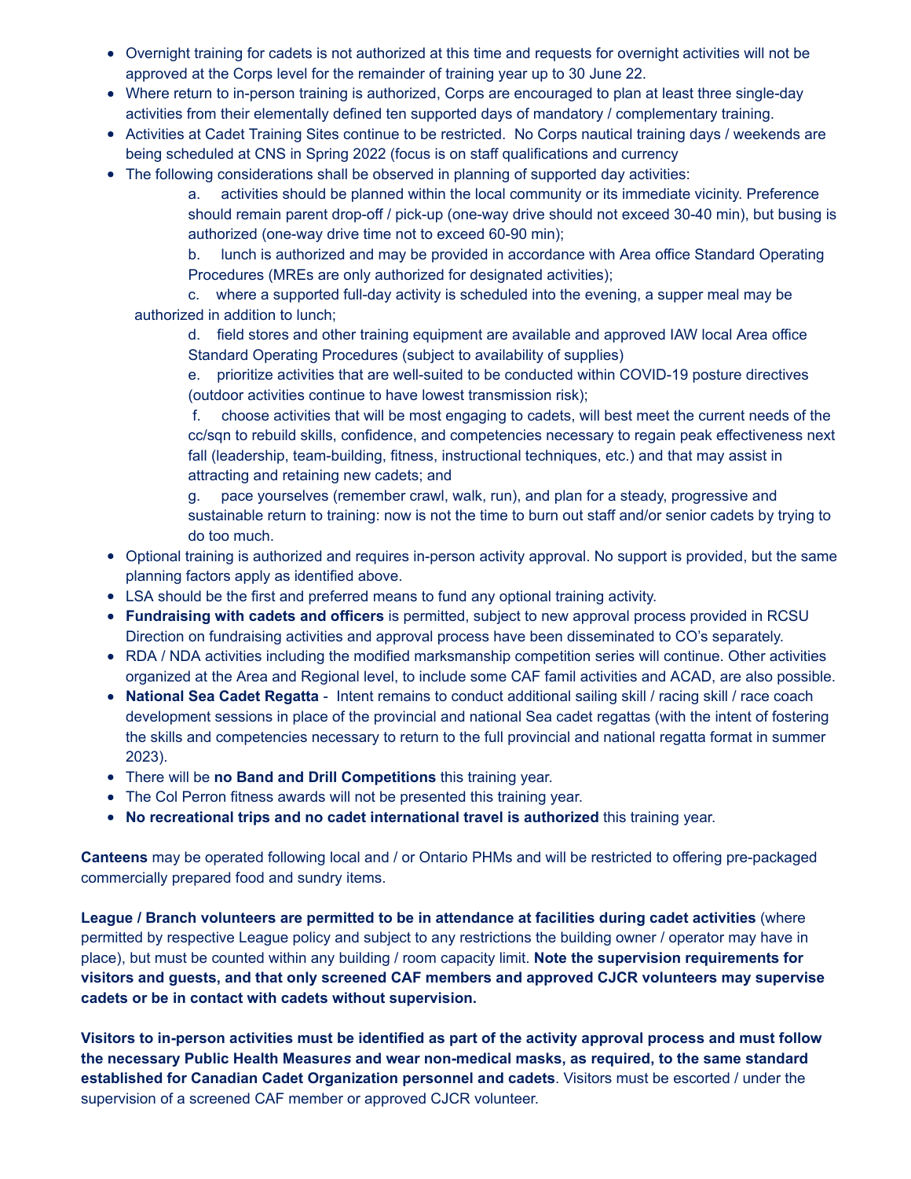- Overnight training for cadets is not authorized at this time and requests for overnight activities will not be approved at the Corps level for the remainder of training year up to 30 June 22.
- Where return to in-person training is authorized, Corps are encouraged to plan at least three single-day activities from their elementally defined ten supported days of mandatory / complementary training.
- Activities at Cadet Training Sites continue to be restricted. No Corps nautical training days / weekends are being scheduled at CNS in Spring 2022 (focus is on staff qualifications and currency
- The following considerations shall be observed in planning of supported day activities:

    a. activities should be planned within the local community or its immediate vicinity. Preference should remain parent drop-off / pick-up (one-way drive should not exceed 30-40 min), but busing is authorized (one-way drive time not to exceed 60-90 min);

    b. lunch is authorized and may be provided in accordance with Area office Standard Operating Procedures (MREs are only authorized for designated activities);

    c. where a supported full-day activity is scheduled into the evening, a supper meal may be authorized in addition to lunch;

    d. field stores and other training equipment are available and approved IAW local Area office Standard Operating Procedures (subject to availability of supplies)

    e. prioritize activities that are well-suited to be conducted within COVID-19 posture directives (outdoor activities continue to have lowest transmission risk);

    f. choose activities that will be most engaging to cadets, will best meet the current needs of the cc/sqn to rebuild skills, confidence, and competencies necessary to regain peak effectiveness next fall (leadership, team-building, fitness, instructional techniques, etc.) and that may assist in attracting and retaining new cadets; and

    g. pace yourselves (remember crawl, walk, run), and plan for a steady, progressive and sustainable return to training: now is not the time to burn out staff and/or senior cadets by trying to do too much.

- Optional training is authorized and requires in-person activity approval. No support is provided, but the same planning factors apply as identified above.
- LSA should be the first and preferred means to fund any optional training activity.
- **Fundraising with cadets and officers** is permitted, subject to new approval process provided in RCSU Direction on fundraising activities and approval process have been disseminated to CO's separately.
- RDA / NDA activities including the modified marksmanship competition series will continue. Other activities organized at the Area and Regional level, to include some CAF famil activities and ACAD, are also possible.
- **National Sea Cadet Regatta** - Intent remains to conduct additional sailing skill / racing skill / race coach development sessions in place of the provincial and national Sea cadet regattas (with the intent of fostering the skills and competencies necessary to return to the full provincial and national regatta format in summer 2023).
- There will be **no Band and Drill Competitions** this training year.
- The Col Perron fitness awards will not be presented this training year.
- **No recreational trips and no cadet international travel is authorized** this training year.

**Canteens** may be operated following local and / or Ontario PHMs and will be restricted to offering pre-packaged commercially prepared food and sundry items.

**League / Branch volunteers are permitted to be in attendance at facilities during cadet activities** (where permitted by respective League policy and subject to any restrictions the building owner / operator may have in place), but must be counted within any building / room capacity limit. **Note the supervision requirements for visitors and guests, and that only screened CAF members and approved CJCR volunteers may supervise cadets or be in contact with cadets without supervision.**

**Visitors to in-person activities must be identified as part of the activity approval process and must follow the necessary Public Health Measures and wear non-medical masks, as required, to the same standard established for Canadian Cadet Organization personnel and cadets**. Visitors must be escorted / under the supervision of a screened CAF member or approved CJCR volunteer.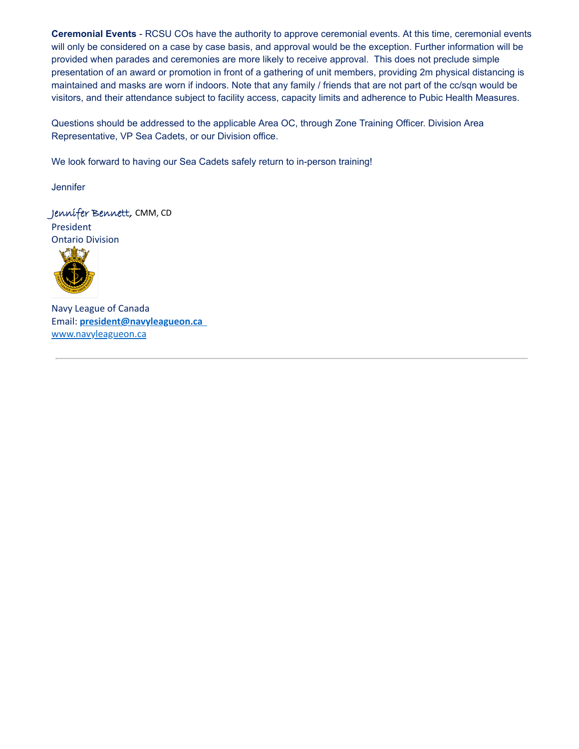**Ceremonial Events** - RCSU COs have the authority to approve ceremonial events. At this time, ceremonial events will only be considered on a case by case basis, and approval would be the exception. Further information will be provided when parades and ceremonies are more likely to receive approval. This does not preclude simple presentation of an award or promotion in front of a gathering of unit members, providing 2m physical distancing is maintained and masks are worn if indoors. Note that any family / friends that are not part of the cc/sqn would be visitors, and their attendance subject to facility access, capacity limits and adherence to Pubic Health Measures.

Questions should be addressed to the applicable Area OC, through Zone Training Officer. Division Area Representative, VP Sea Cadets, or our Division office.

We look forward to having our Sea Cadets safely return to in-person training!

Jennifer

Jennifer Bennett, CMM, CD
President
Ontario Division

Navy League of Canada
Email: **president@navyleagueon.ca**
www.navyleagueon.ca

---